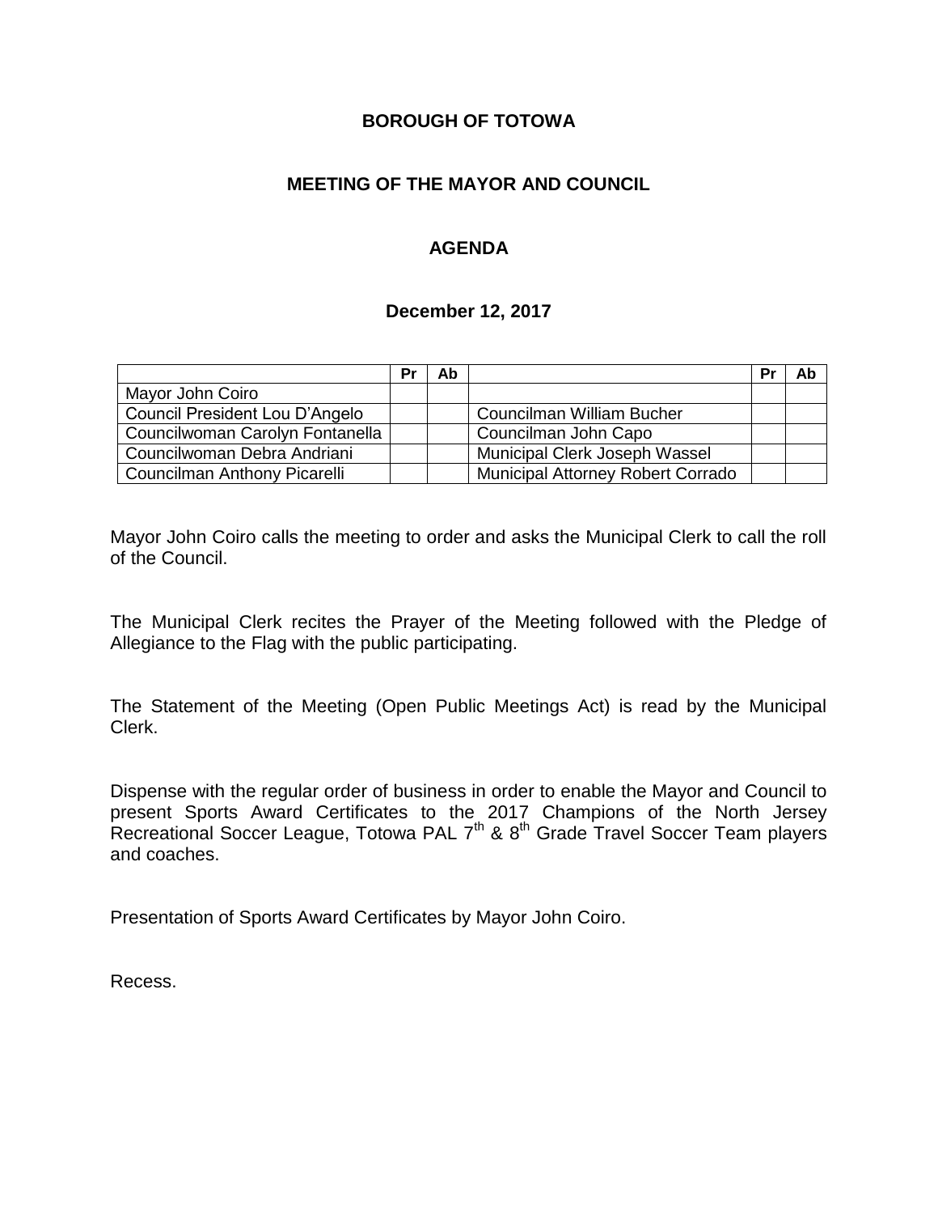**BOROUGH OF TOTOWA**

**MEETING OF THE MAYOR AND COUNCIL**

**AGENDA**

**December 12, 2017**

| | Pr | Ab | | Pr | Ab |
|---|---|---|---|---|---|
| Mayor John Coiro | | | | | |
| Council President Lou D'Angelo | | | Councilman William Bucher | | |
| Councilwoman Carolyn Fontanella | | | Councilman John Capo | | |
| Councilwoman Debra Andriani | | | Municipal Clerk Joseph Wassel | | |
| Councilman Anthony Picarelli | | | Municipal Attorney Robert Corrado | | |

Mayor John Coiro calls the meeting to order and asks the Municipal Clerk to call the roll of the Council.

The Municipal Clerk recites the Prayer of the Meeting followed with the Pledge of Allegiance to the Flag with the public participating.

The Statement of the Meeting (Open Public Meetings Act) is read by the Municipal Clerk.

Dispense with the regular order of business in order to enable the Mayor and Council to present Sports Award Certificates to the 2017 Champions of the North Jersey Recreational Soccer League, Totowa PAL 7th & 8th Grade Travel Soccer Team players and coaches.

Presentation of Sports Award Certificates by Mayor John Coiro.

Recess.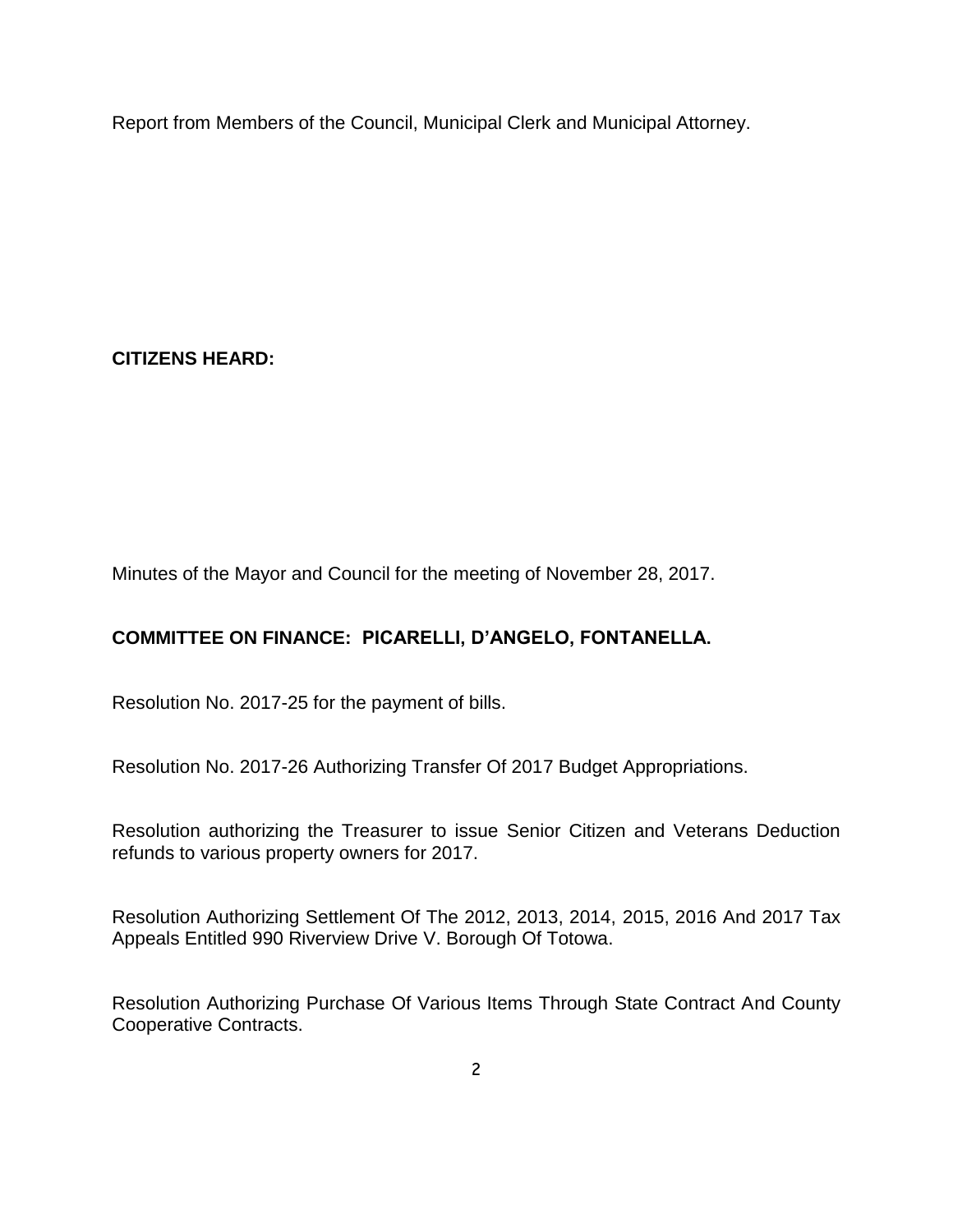Report from Members of the Council, Municipal Clerk and Municipal Attorney.

**CITIZENS HEARD:**

Minutes of the Mayor and Council for the meeting of November 28, 2017.

**COMMITTEE ON FINANCE: PICARELLI, D'ANGELO, FONTANELLA.**

Resolution No. 2017-25 for the payment of bills.

Resolution No. 2017-26 Authorizing Transfer Of 2017 Budget Appropriations.

Resolution authorizing the Treasurer to issue Senior Citizen and Veterans Deduction refunds to various property owners for 2017.

Resolution Authorizing Settlement Of The 2012, 2013, 2014, 2015, 2016 And 2017 Tax Appeals Entitled 990 Riverview Drive V. Borough Of Totowa.

Resolution Authorizing Purchase Of Various Items Through State Contract And County Cooperative Contracts.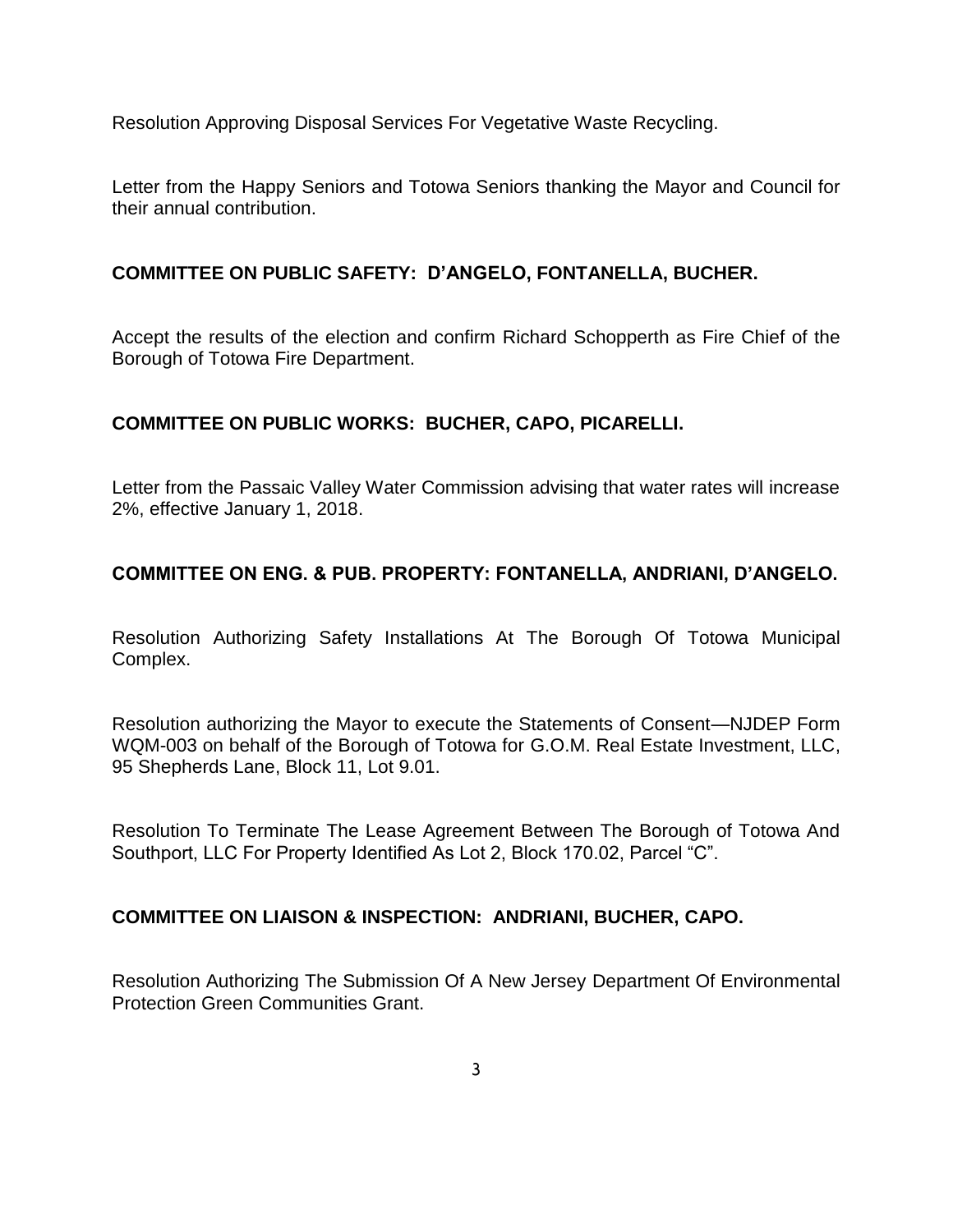Resolution Approving Disposal Services For Vegetative Waste Recycling.

Letter from the Happy Seniors and Totowa Seniors thanking the Mayor and Council for their annual contribution.

**COMMITTEE ON PUBLIC SAFETY: D'ANGELO, FONTANELLA, BUCHER.**

Accept the results of the election and confirm Richard Schopperth as Fire Chief of the Borough of Totowa Fire Department.

**COMMITTEE ON PUBLIC WORKS: BUCHER, CAPO, PICARELLI.**

Letter from the Passaic Valley Water Commission advising that water rates will increase 2%, effective January 1, 2018.

**COMMITTEE ON ENG. & PUB. PROPERTY: FONTANELLA, ANDRIANI, D'ANGELO.**

Resolution Authorizing Safety Installations At The Borough Of Totowa Municipal Complex.

Resolution authorizing the Mayor to execute the Statements of Consent—NJDEP Form WQM-003 on behalf of the Borough of Totowa for G.O.M. Real Estate Investment, LLC, 95 Shepherds Lane, Block 11, Lot 9.01.

Resolution To Terminate The Lease Agreement Between The Borough of Totowa And Southport, LLC For Property Identified As Lot 2, Block 170.02, Parcel "C".

**COMMITTEE ON LIAISON & INSPECTION: ANDRIANI, BUCHER, CAPO.**

Resolution Authorizing The Submission Of A New Jersey Department Of Environmental Protection Green Communities Grant.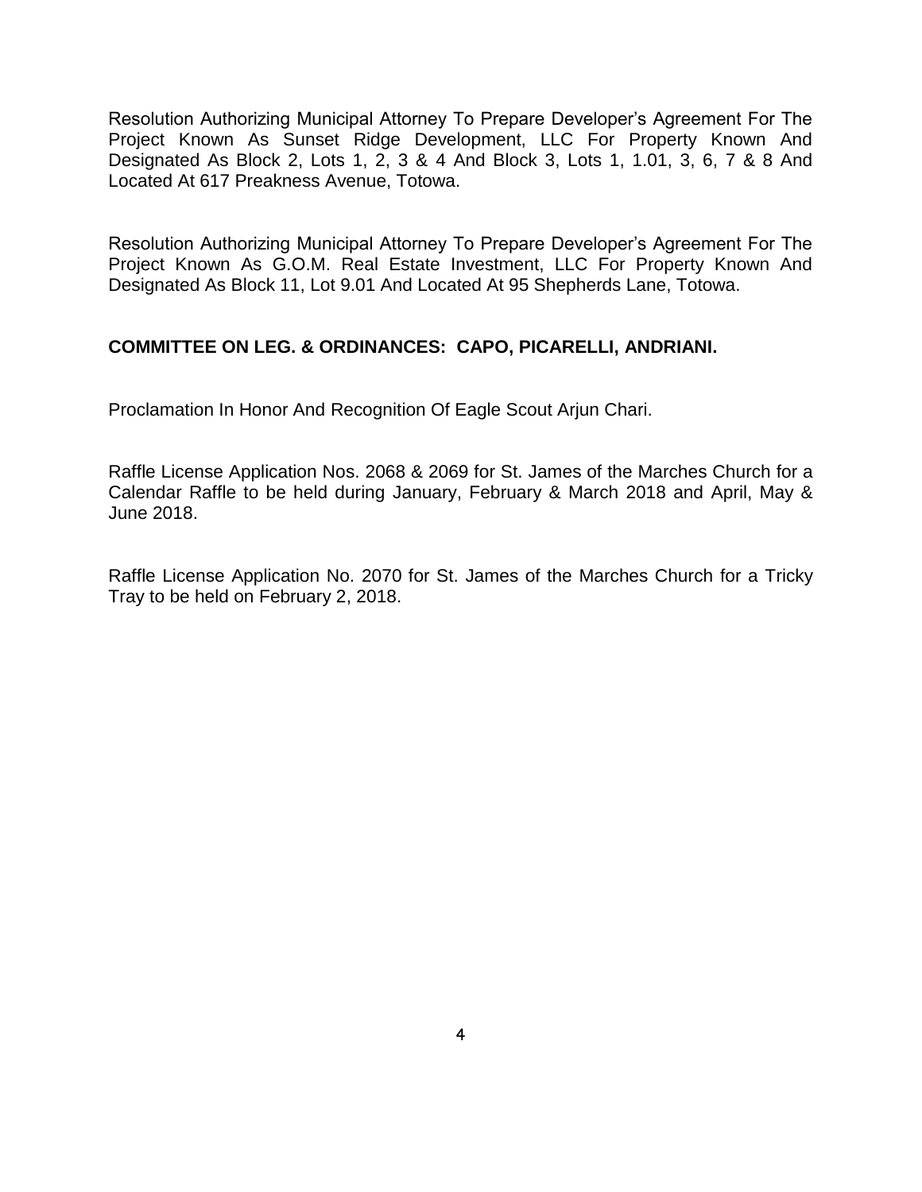Resolution Authorizing Municipal Attorney To Prepare Developer's Agreement For The Project Known As Sunset Ridge Development, LLC For Property Known And Designated As Block 2, Lots 1, 2, 3 & 4 And Block 3, Lots 1, 1.01, 3, 6, 7 & 8 And Located At 617 Preakness Avenue, Totowa.

Resolution Authorizing Municipal Attorney To Prepare Developer's Agreement For The Project Known As G.O.M. Real Estate Investment, LLC For Property Known And Designated As Block 11, Lot 9.01 And Located At 95 Shepherds Lane, Totowa.

**COMMITTEE ON LEG. & ORDINANCES: CAPO, PICARELLI, ANDRIANI.**

Proclamation In Honor And Recognition Of Eagle Scout Arjun Chari.

Raffle License Application Nos. 2068 & 2069 for St. James of the Marches Church for a Calendar Raffle to be held during January, February & March 2018 and April, May & June 2018.

Raffle License Application No. 2070 for St. James of the Marches Church for a Tricky Tray to be held on February 2, 2018.